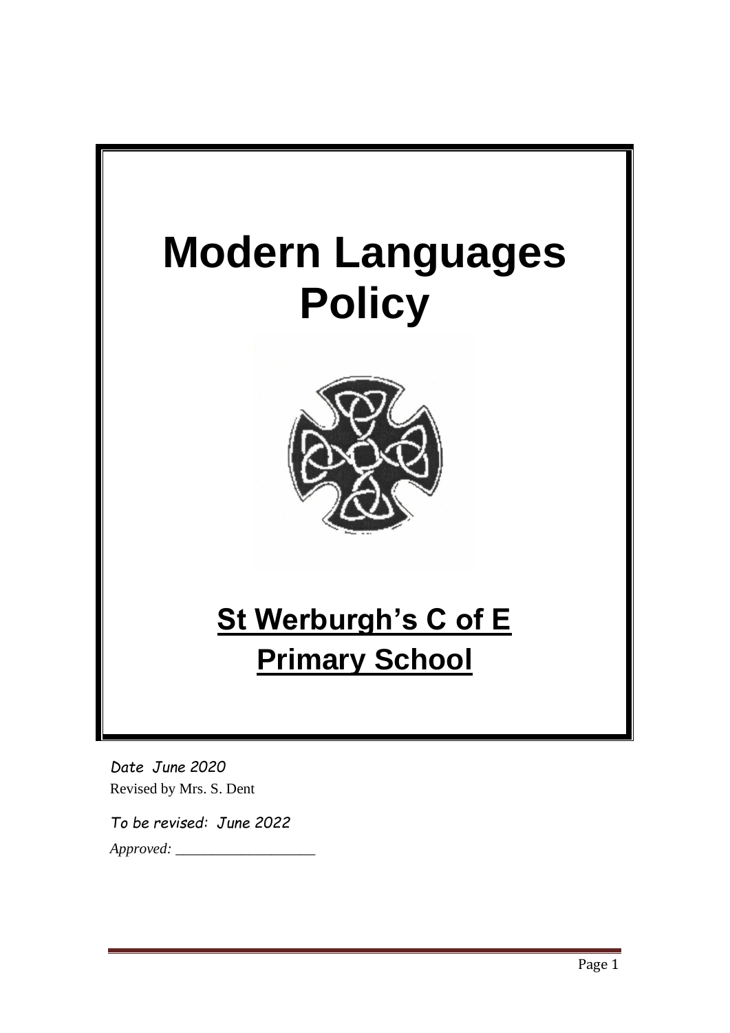# Modern Languages Policy

**St Werburgh's C of E Primary School**

*Date June 2020*

Revised by Mrs. S. Dent

*To be revised: June 2022*

*Approved: ___________________*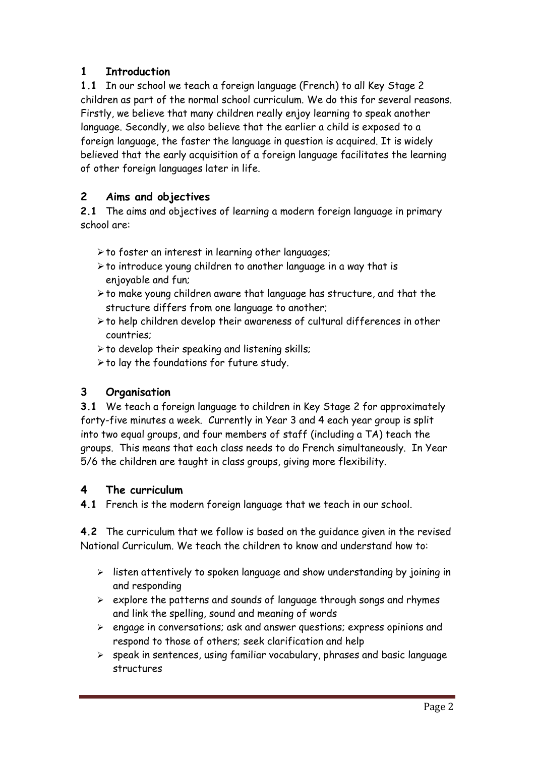## 1 Introduction

**1.1** In our school we teach a foreign language (French) to all Key Stage 2 children as part of the normal school curriculum. We do this for several reasons. Firstly, we believe that many children really enjoy learning to speak another language. Secondly, we also believe that the earlier a child is exposed to a foreign language, the faster the language in question is acquired. It is widely believed that the early acquisition of a foreign language facilitates the learning of other foreign languages later in life.

## 2 Aims and objectives

**2.1** The aims and objectives of learning a modern foreign language in primary school are:

- to foster an interest in learning other languages;
- to introduce young children to another language in a way that is enjoyable and fun;
- to make young children aware that language has structure, and that the structure differs from one language to another;
- to help children develop their awareness of cultural differences in other countries;
- to develop their speaking and listening skills;
- to lay the foundations for future study.

## 3 Organisation

**3.1** We teach a foreign language to children in Key Stage 2 for approximately forty-five minutes a week. Currently in Year 3 and 4 each year group is split into two equal groups, and four members of staff (including a TA) teach the groups. This means that each class needs to do French simultaneously. In Year 5/6 the children are taught in class groups, giving more flexibility.

## 4 The curriculum

**4.1** French is the modern foreign language that we teach in our school.

**4.2** The curriculum that we follow is based on the guidance given in the revised National Curriculum. We teach the children to know and understand how to:

- listen attentively to spoken language and show understanding by joining in and responding
- explore the patterns and sounds of language through songs and rhymes and link the spelling, sound and meaning of words
- engage in conversations; ask and answer questions; express opinions and respond to those of others; seek clarification and help
- speak in sentences, using familiar vocabulary, phrases and basic language structures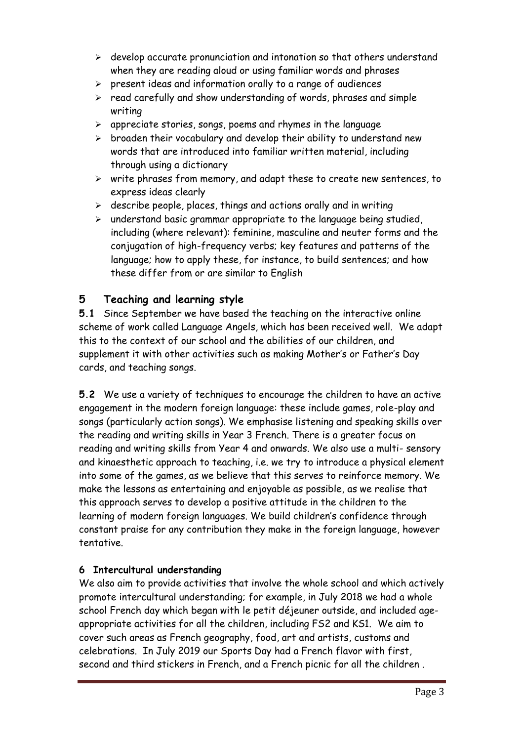- develop accurate pronunciation and intonation so that others understand when they are reading aloud or using familiar words and phrases
- present ideas and information orally to a range of audiences
- read carefully and show understanding of words, phrases and simple writing
- appreciate stories, songs, poems and rhymes in the language
- broaden their vocabulary and develop their ability to understand new words that are introduced into familiar written material, including through using a dictionary
- write phrases from memory, and adapt these to create new sentences, to express ideas clearly
- describe people, places, things and actions orally and in writing
- understand basic grammar appropriate to the language being studied, including (where relevant): feminine, masculine and neuter forms and the conjugation of high-frequency verbs; key features and patterns of the language; how to apply these, for instance, to build sentences; and how these differ from or are similar to English

## 5 Teaching and learning style

**5.1** Since September we have based the teaching on the interactive online scheme of work called Language Angels, which has been received well. We adapt this to the context of our school and the abilities of our children, and supplement it with other activities such as making Mother's or Father's Day cards, and teaching songs.

**5.2** We use a variety of techniques to encourage the children to have an active engagement in the modern foreign language: these include games, role-play and songs (particularly action songs). We emphasise listening and speaking skills over the reading and writing skills in Year 3 French. There is a greater focus on reading and writing skills from Year 4 and onwards. We also use a multi- sensory and kinaesthetic approach to teaching, i.e. we try to introduce a physical element into some of the games, as we believe that this serves to reinforce memory. We make the lessons as entertaining and enjoyable as possible, as we realise that this approach serves to develop a positive attitude in the children to the learning of modern foreign languages. We build children's confidence through constant praise for any contribution they make in the foreign language, however tentative.

### 6 Intercultural understanding

We also aim to provide activities that involve the whole school and which actively promote intercultural understanding; for example, in July 2018 we had a whole school French day which began with le petit déjeuner outside, and included age-appropriate activities for all the children, including FS2 and KS1. We aim to cover such areas as French geography, food, art and artists, customs and celebrations. In July 2019 our Sports Day had a French flavor with first, second and third stickers in French, and a French picnic for all the children .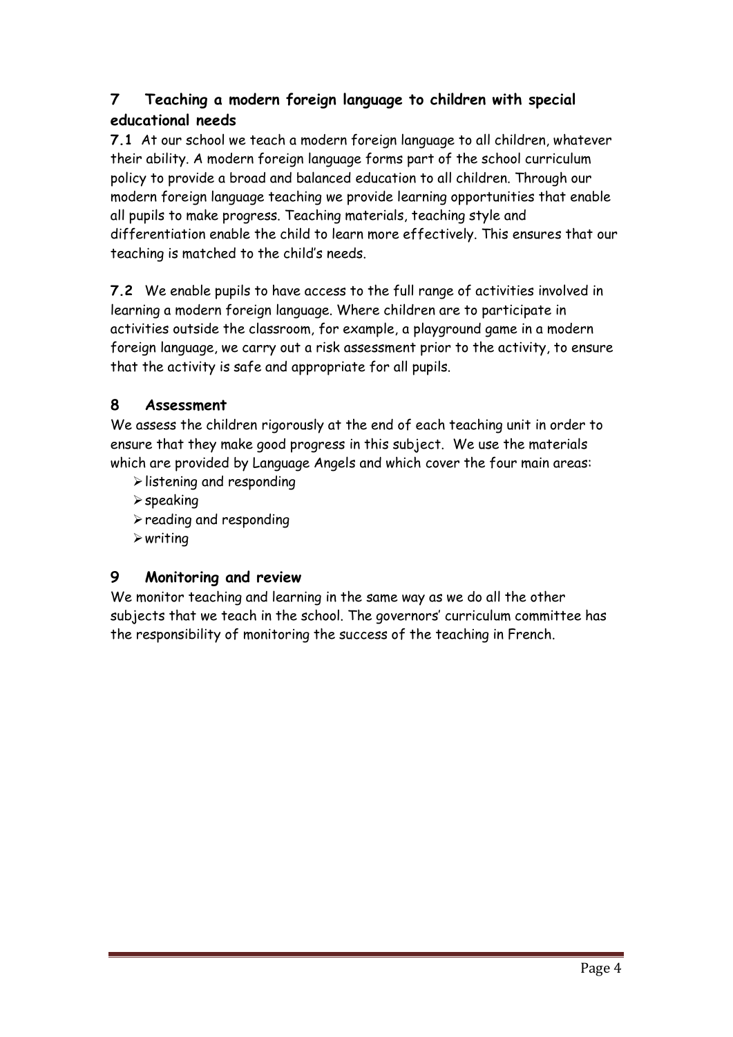## 7 Teaching a modern foreign language to children with special educational needs

**7.1** At our school we teach a modern foreign language to all children, whatever their ability. A modern foreign language forms part of the school curriculum policy to provide a broad and balanced education to all children. Through our modern foreign language teaching we provide learning opportunities that enable all pupils to make progress. Teaching materials, teaching style and differentiation enable the child to learn more effectively. This ensures that our teaching is matched to the child's needs.

**7.2** We enable pupils to have access to the full range of activities involved in learning a modern foreign language. Where children are to participate in activities outside the classroom, for example, a playground game in a modern foreign language, we carry out a risk assessment prior to the activity, to ensure that the activity is safe and appropriate for all pupils.

## 8 Assessment

We assess the children rigorously at the end of each teaching unit in order to ensure that they make good progress in this subject. We use the materials which are provided by Language Angels and which cover the four main areas:

- listening and responding
- speaking
- reading and responding
- writing

## 9 Monitoring and review

We monitor teaching and learning in the same way as we do all the other subjects that we teach in the school. The governors' curriculum committee has the responsibility of monitoring the success of the teaching in French.